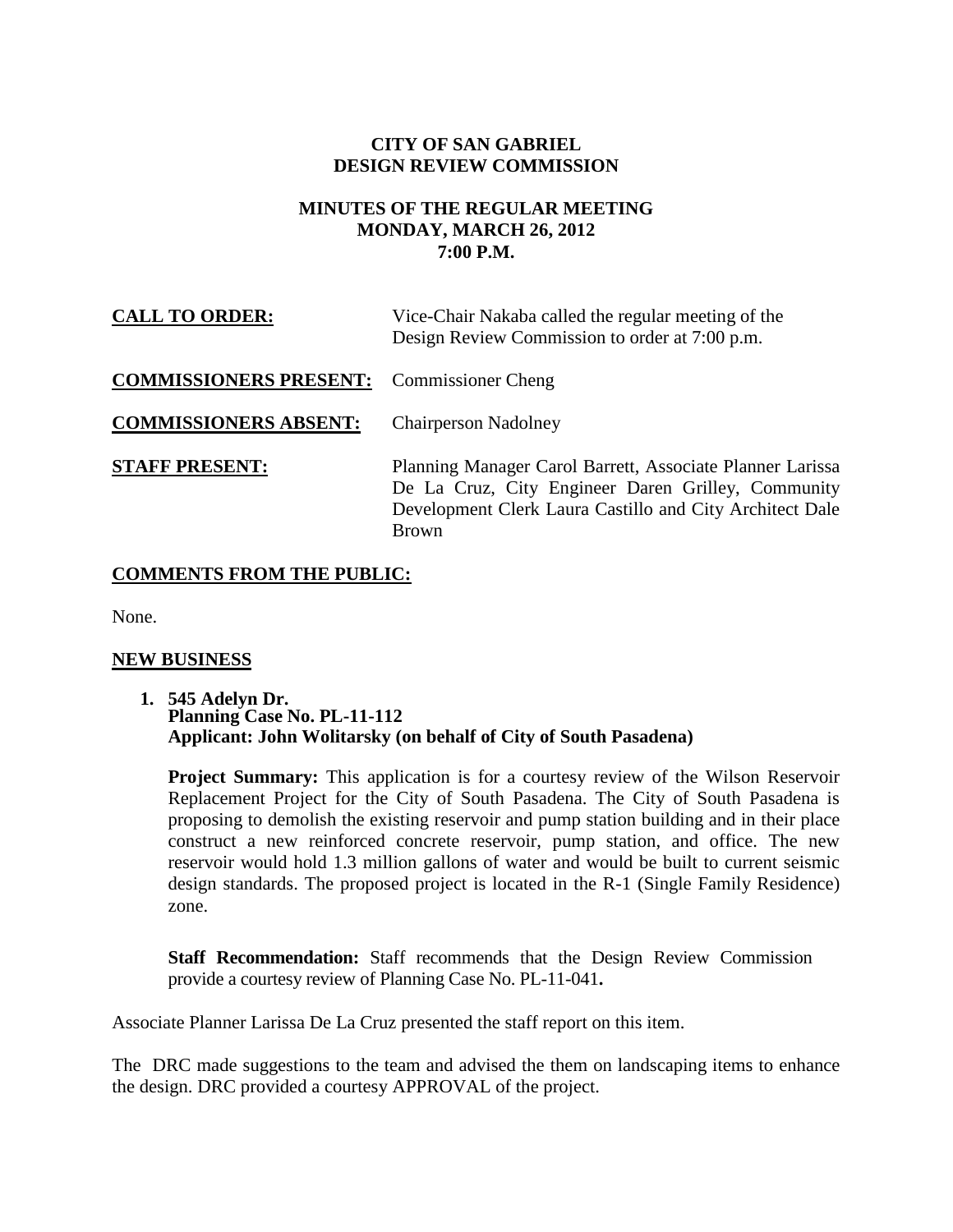**CITY OF SAN GABRIEL**
**DESIGN REVIEW COMMISSION**

**MINUTES OF THE REGULAR MEETING**
**MONDAY, MARCH 26, 2012**
**7:00 P.M.**

**CALL TO ORDER:** Vice-Chair Nakaba called the regular meeting of the Design Review Commission to order at 7:00 p.m.

**COMMISSIONERS PRESENT:** Commissioner Cheng

**COMMISSIONERS ABSENT:** Chairperson Nadolney

**STAFF PRESENT:** Planning Manager Carol Barrett, Associate Planner Larissa De La Cruz, City Engineer Daren Grilley, Community Development Clerk Laura Castillo and City Architect Dale Brown

## COMMENTS FROM THE PUBLIC:

None.

## NEW BUSINESS

1. **545 Adelyn Dr.**
   **Planning Case No. PL-11-112**
   **Applicant: John Wolitarsky (on behalf of City of South Pasadena)**

   **Project Summary:** This application is for a courtesy review of the Wilson Reservoir Replacement Project for the City of South Pasadena. The City of South Pasadena is proposing to demolish the existing reservoir and pump station building and in their place construct a new reinforced concrete reservoir, pump station, and office. The new reservoir would hold 1.3 million gallons of water and would be built to current seismic design standards. The proposed project is located in the R-1 (Single Family Residence) zone.

   **Staff Recommendation:** Staff recommends that the Design Review Commission provide a courtesy review of Planning Case No. PL-11-041**.**

Associate Planner Larissa De La Cruz presented the staff report on this item.

The DRC made suggestions to the team and advised the them on landscaping items to enhance the design. DRC provided a courtesy APPROVAL of the project.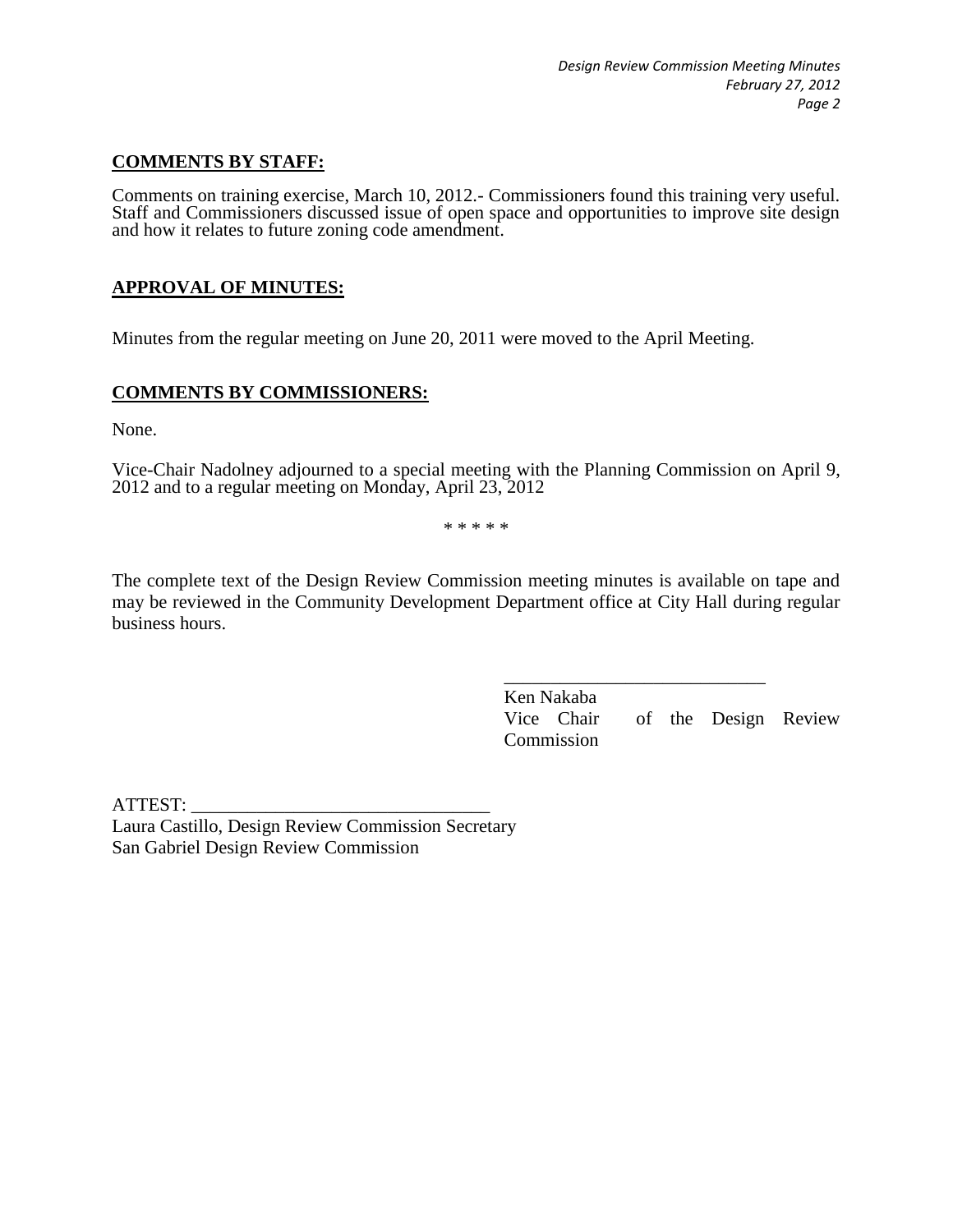**COMMENTS BY STAFF:**

Comments on training exercise, March 10, 2012.- Commissioners found this training very useful. Staff and Commissioners discussed issue of open space and opportunities to improve site design and how it relates to future zoning code amendment.

**APPROVAL OF MINUTES:**

Minutes from the regular meeting on June 20, 2011 were moved to the April Meeting.

**COMMENTS BY COMMISSIONERS:**

None.

Vice-Chair Nadolney adjourned to a special meeting with the Planning Commission on April 9, 2012 and to a regular meeting on Monday, April 23, 2012

\* \* \* \* \*

The complete text of the Design Review Commission meeting minutes is available on tape and may be reviewed in the Community Development Department office at City Hall during regular business hours.

\_\_\_\_\_\_\_\_\_\_\_\_\_\_\_\_\_\_\_\_\_\_\_\_\_\_\_\_
Ken Nakaba
Vice Chair of the Design Review Commission

ATTEST: \_\_\_\_\_\_\_\_\_\_\_\_\_\_\_\_\_\_\_\_\_\_\_\_\_\_\_\_\_\_\_\_
Laura Castillo, Design Review Commission Secretary
San Gabriel Design Review Commission